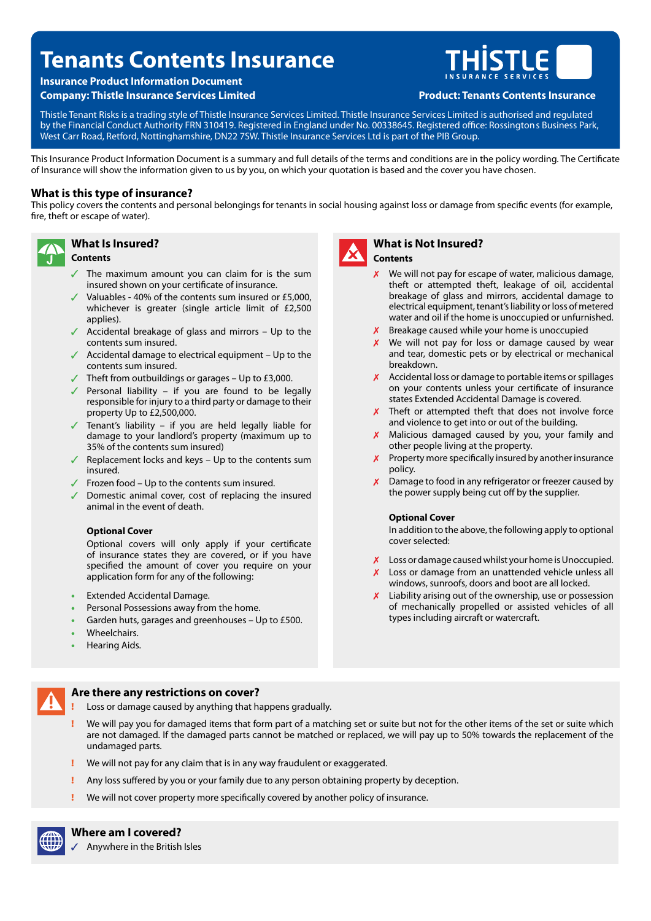# Tenants Contents Insurance

**Insurance Product Information Document**

**Company: Thistle Insurance Services Limited**

**Product: Tenants Contents Insurance**

Thistle Tenant Risks is a trading style of Thistle Insurance Services Limited. Thistle Insurance Services Limited is authorised and regulated by the Financial Conduct Authority FRN 310419. Registered in England under No. 00338645. Registered office: Rossingtons Business Park, West Carr Road, Retford, Nottinghamshire, DN22 7SW. Thistle Insurance Services Ltd is part of the PIB Group.

This Insurance Product Information Document is a summary and full details of the terms and conditions are in the policy wording. The Certificate of Insurance will show the information given to us by you, on which your quotation is based and the cover you have chosen.

## What is this type of insurance?

This policy covers the contents and personal belongings for tenants in social housing against loss or damage from specific events (for example, fire, theft or escape of water).

## What Is Insured?

**Contents**

- ✓ The maximum amount you can claim for is the sum insured shown on your certificate of insurance.
- ✓ Valuables - 40% of the contents sum insured or £5,000, whichever is greater (single article limit of £2,500 applies).
- ✓ Accidental breakage of glass and mirrors – Up to the contents sum insured.
- ✓ Accidental damage to electrical equipment – Up to the contents sum insured.
- ✓ Theft from outbuildings or garages – Up to £3,000.
- ✓ Personal liability – if you are found to be legally responsible for injury to a third party or damage to their property Up to £2,500,000.
- ✓ Tenant's liability – if you are held legally liable for damage to your landlord's property (maximum up to 35% of the contents sum insured)
- ✓ Replacement locks and keys – Up to the contents sum insured.
- ✓ Frozen food – Up to the contents sum insured.
- ✓ Domestic animal cover, cost of replacing the insured animal in the event of death.

**Optional Cover**

Optional covers will only apply if your certificate of insurance states they are covered, or if you have specified the amount of cover you require on your application form for any of the following:

- Extended Accidental Damage.
- Personal Possessions away from the home.
- Garden huts, garages and greenhouses – Up to £500.
- Wheelchairs.
- Hearing Aids.

## What is Not Insured?

**Contents**

- ✗ We will not pay for escape of water, malicious damage, theft or attempted theft, leakage of oil, accidental breakage of glass and mirrors, accidental damage to electrical equipment, tenant's liability or loss of metered water and oil if the home is unoccupied or unfurnished.
- ✗ Breakage caused while your home is unoccupied
- ✗ We will not pay for loss or damage caused by wear and tear, domestic pets or by electrical or mechanical breakdown.
- ✗ Accidental loss or damage to portable items or spillages on your contents unless your certificate of insurance states Extended Accidental Damage is covered.
- ✗ Theft or attempted theft that does not involve force and violence to get into or out of the building.
- ✗ Malicious damaged caused by you, your family and other people living at the property.
- ✗ Property more specifically insured by another insurance policy.
- ✗ Damage to food in any refrigerator or freezer caused by the power supply being cut off by the supplier.

**Optional Cover**

In addition to the above, the following apply to optional cover selected:

- ✗ Loss or damage caused whilst your home is Unoccupied.
- ✗ Loss or damage from an unattended vehicle unless all windows, sunroofs, doors and boot are all locked.
- ✗ Liability arising out of the ownership, use or possession of mechanically propelled or assisted vehicles of all types including aircraft or watercraft.

## Are there any restrictions on cover?

- ! Loss or damage caused by anything that happens gradually.
- ! We will pay you for damaged items that form part of a matching set or suite but not for the other items of the set or suite which are not damaged. If the damaged parts cannot be matched or replaced, we will pay up to 50% towards the replacement of the undamaged parts.
- ! We will not pay for any claim that is in any way fraudulent or exaggerated.
- ! Any loss suffered by you or your family due to any person obtaining property by deception.
- ! We will not cover property more specifically covered by another policy of insurance.

## Where am I covered?

- ✓ Anywhere in the British Isles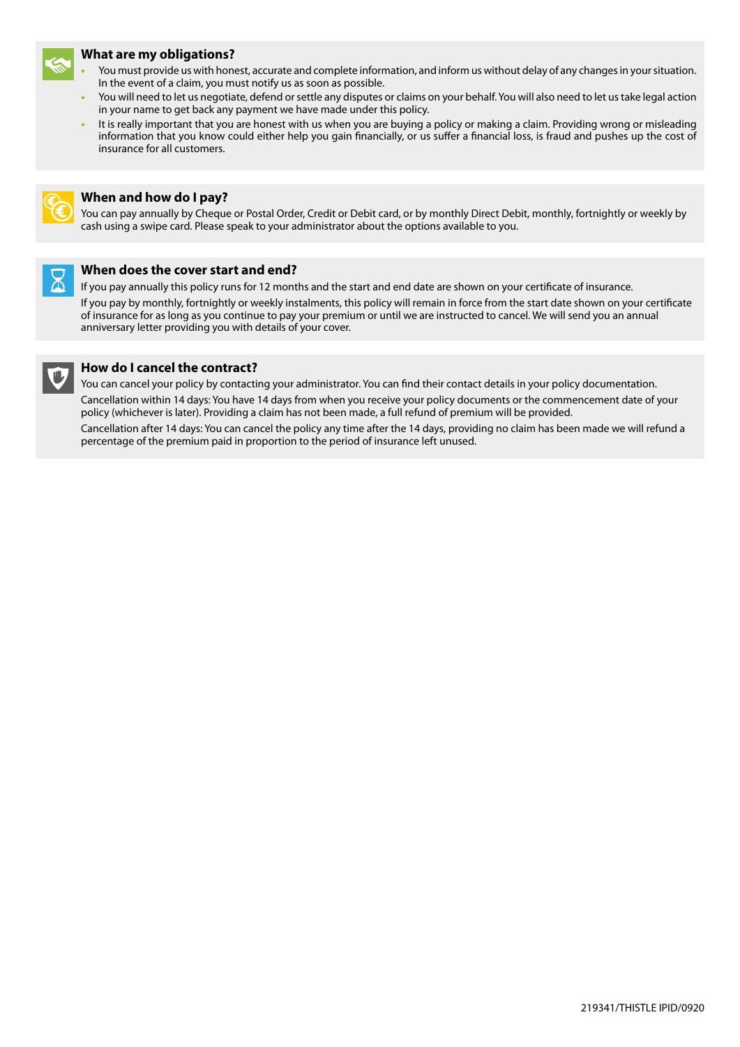## What are my obligations?

- You must provide us with honest, accurate and complete information, and inform us without delay of any changes in your situation. In the event of a claim, you must notify us as soon as possible.
- You will need to let us negotiate, defend or settle any disputes or claims on your behalf. You will also need to let us take legal action in your name to get back any payment we have made under this policy.
- It is really important that you are honest with us when you are buying a policy or making a claim. Providing wrong or misleading information that you know could either help you gain financially, or us suffer a financial loss, is fraud and pushes up the cost of insurance for all customers.

## When and how do I pay?

You can pay annually by Cheque or Postal Order, Credit or Debit card, or by monthly Direct Debit, monthly, fortnightly or weekly by cash using a swipe card. Please speak to your administrator about the options available to you.

## When does the cover start and end?

If you pay annually this policy runs for 12 months and the start and end date are shown on your certificate of insurance.

If you pay by monthly, fortnightly or weekly instalments, this policy will remain in force from the start date shown on your certificate of insurance for as long as you continue to pay your premium or until we are instructed to cancel. We will send you an annual anniversary letter providing you with details of your cover.

## How do I cancel the contract?

You can cancel your policy by contacting your administrator. You can find their contact details in your policy documentation.

Cancellation within 14 days: You have 14 days from when you receive your policy documents or the commencement date of your policy (whichever is later). Providing a claim has not been made, a full refund of premium will be provided.

Cancellation after 14 days: You can cancel the policy any time after the 14 days, providing no claim has been made we will refund a percentage of the premium paid in proportion to the period of insurance left unused.

219341/THISTLE IPID/0920